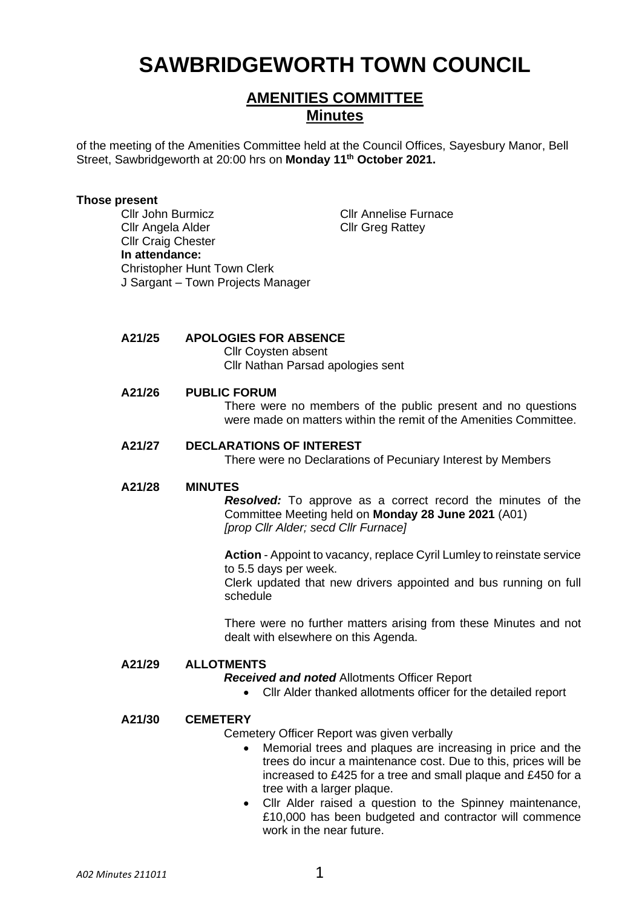# SAWBRIDGEWORTH TOWN COUNCIL

## AMENITIES COMMITTEE
## Minutes

of the meeting of the Amenities Committee held at the Council Offices, Sayesbury Manor, Bell Street, Sawbridgeworth at 20:00 hrs on **Monday 11th October 2021.**

**Those present**

Cllr John Burmicz
Cllr Angela Alder
Cllr Craig Chester
Cllr Annelise Furnace
Cllr Greg Rattey

**In attendance:**
Christopher Hunt Town Clerk
J Sargant – Town Projects Manager

**A21/25 APOLOGIES FOR ABSENCE**

Cllr Coysten absent
Cllr Nathan Parsad apologies sent

**A21/26 PUBLIC FORUM**

There were no members of the public present and no questions were made on matters within the remit of the Amenities Committee.

**A21/27 DECLARATIONS OF INTEREST**

There were no Declarations of Pecuniary Interest by Members

**A21/28 MINUTES**

***Resolved:*** To approve as a correct record the minutes of the Committee Meeting held on **Monday 28 June 2021** (A01)
*[prop Cllr Alder; secd Cllr Furnace]*

**Action** - Appoint to vacancy, replace Cyril Lumley to reinstate service to 5.5 days per week.
Clerk updated that new drivers appointed and bus running on full schedule

There were no further matters arising from these Minutes and not dealt with elsewhere on this Agenda.

**A21/29 ALLOTMENTS**

***Received and noted*** Allotments Officer Report

- Cllr Alder thanked allotments officer for the detailed report

**A21/30 CEMETERY**

Cemetery Officer Report was given verbally

- Memorial trees and plaques are increasing in price and the trees do incur a maintenance cost. Due to this, prices will be increased to £425 for a tree and small plaque and £450 for a tree with a larger plaque.
- Cllr Alder raised a question to the Spinney maintenance, £10,000 has been budgeted and contractor will commence work in the near future.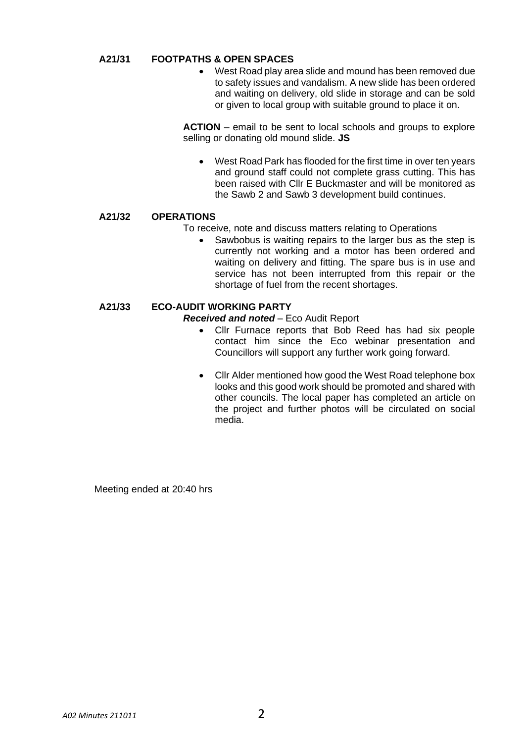**A21/31 FOOTPATHS & OPEN SPACES**

- West Road play area slide and mound has been removed due to safety issues and vandalism. A new slide has been ordered and waiting on delivery, old slide in storage and can be sold or given to local group with suitable ground to place it on.

**ACTION** – email to be sent to local schools and groups to explore selling or donating old mound slide. **JS**

- West Road Park has flooded for the first time in over ten years and ground staff could not complete grass cutting. This has been raised with Cllr E Buckmaster and will be monitored as the Sawb 2 and Sawb 3 development build continues.

**A21/32 OPERATIONS**

To receive, note and discuss matters relating to Operations

- Sawbobus is waiting repairs to the larger bus as the step is currently not working and a motor has been ordered and waiting on delivery and fitting. The spare bus is in use and service has not been interrupted from this repair or the shortage of fuel from the recent shortages.

**A21/33 ECO-AUDIT WORKING PARTY**

***Received and noted*** – Eco Audit Report

- Cllr Furnace reports that Bob Reed has had six people contact him since the Eco webinar presentation and Councillors will support any further work going forward.

- Cllr Alder mentioned how good the West Road telephone box looks and this good work should be promoted and shared with other councils. The local paper has completed an article on the project and further photos will be circulated on social media.

Meeting ended at 20:40 hrs